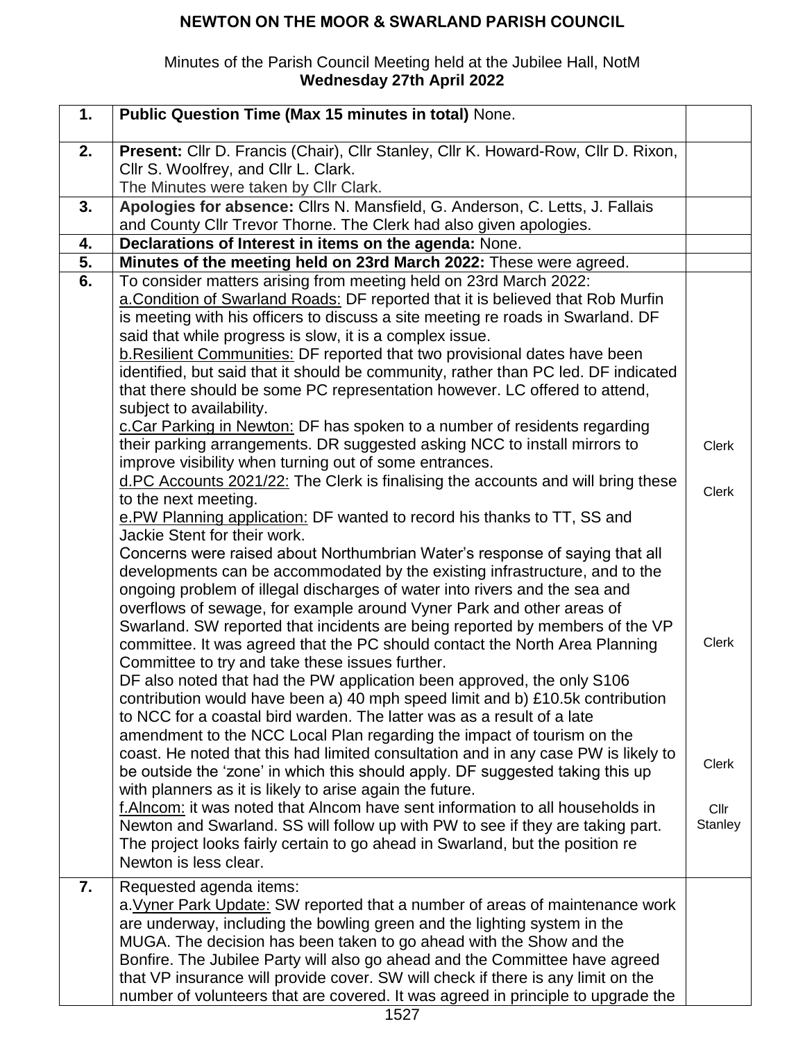# NEWTON ON THE MOOR & SWARLAND PARISH COUNCIL

Minutes of the Parish Council Meeting held at the Jubilee Hall, NotM
**Wednesday 27th April 2022**

| | | |
|---|---|---|
| **1.** | **Public Question Time (Max 15 minutes in total)** None. | |
| **2.** | **Present:** Cllr D. Francis (Chair), Cllr Stanley, Cllr K. Howard-Row, Cllr D. Rixon, Cllr S. Woolfrey, and Cllr L. Clark.<br>The Minutes were taken by Cllr Clark. | |
| **3.** | **Apologies for absence:** Cllrs N. Mansfield, G. Anderson, C. Letts, J. Fallais and County Cllr Trevor Thorne. The Clerk had also given apologies. | |
| **4.** | **Declarations of Interest in items on the agenda:** None. | |
| **5.** | **Minutes of the meeting held on 23rd March 2022:** These were agreed. | |
| **6.** | To consider matters arising from meeting held on 23rd March 2022:<br>a.Condition of Swarland Roads: DF reported that it is believed that Rob Murfin is meeting with his officers to discuss a site meeting re roads in Swarland. DF said that while progress is slow, it is a complex issue.<br>b.Resilient Communities: DF reported that two provisional dates have been identified, but said that it should be community, rather than PC led. DF indicated that there should be some PC representation however. LC offered to attend, subject to availability.<br>c.Car Parking in Newton: DF has spoken to a number of residents regarding their parking arrangements. DR suggested asking NCC to install mirrors to improve visibility when turning out of some entrances.<br>d.PC Accounts 2021/22: The Clerk is finalising the accounts and will bring these to the next meeting.<br>e.PW Planning application: DF wanted to record his thanks to TT, SS and Jackie Stent for their work.<br>Concerns were raised about Northumbrian Water's response of saying that all developments can be accommodated by the existing infrastructure, and to the ongoing problem of illegal discharges of water into rivers and the sea and overflows of sewage, for example around Vyner Park and other areas of Swarland. SW reported that incidents are being reported by members of the VP committee. It was agreed that the PC should contact the North Area Planning Committee to try and take these issues further.<br>DF also noted that had the PW application been approved, the only S106 contribution would have been a) 40 mph speed limit and b) £10.5k contribution to NCC for a coastal bird warden. The latter was as a result of a late amendment to the NCC Local Plan regarding the impact of tourism on the coast. He noted that this had limited consultation and in any case PW is likely to be outside the 'zone' in which this should apply. DF suggested taking this up with planners as it is likely to arise again the future.<br>f.Alncom: it was noted that Alncom have sent information to all households in Newton and Swarland. SS will follow up with PW to see if they are taking part. The project looks fairly certain to go ahead in Swarland, but the position re Newton is less clear. | Clerk<br><br>Clerk<br><br>Clerk<br><br>Clerk<br><br>Cllr Stanley |
| **7.** | Requested agenda items:<br>a.Vyner Park Update: SW reported that a number of areas of maintenance work are underway, including the bowling green and the lighting system in the MUGA. The decision has been taken to go ahead with the Show and the Bonfire. The Jubilee Party will also go ahead and the Committee have agreed that VP insurance will provide cover. SW will check if there is any limit on the number of volunteers that are covered. It was agreed in principle to upgrade the | |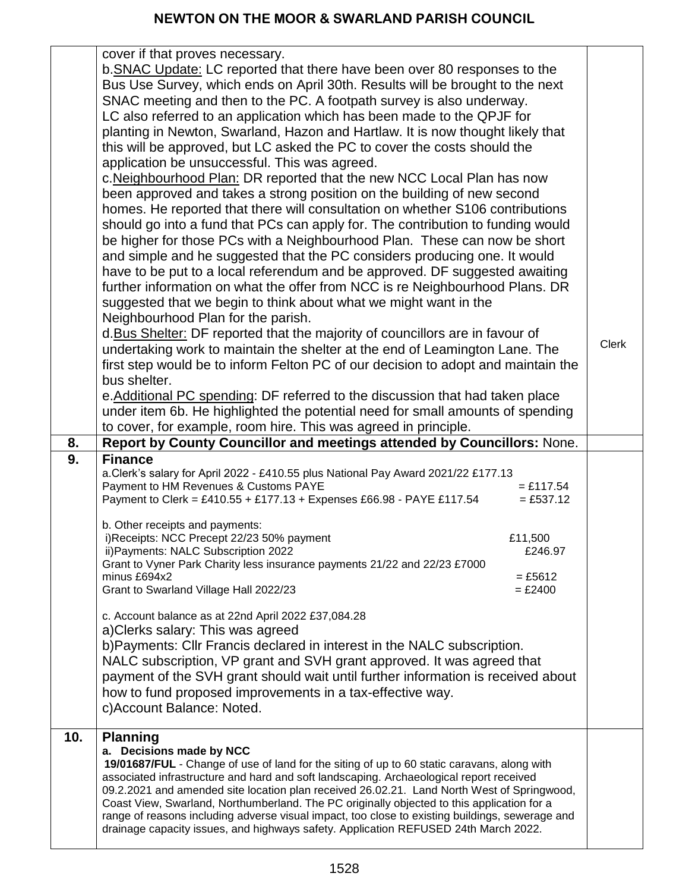| | | |
|---|---|---|
| | cover if that proves necessary.<br>b. SNAC Update: LC reported that there have been over 80 responses to the Bus Use Survey, which ends on April 30th. Results will be brought to the next SNAC meeting and then to the PC. A footpath survey is also underway.<br>LC also referred to an application which has been made to the QPJF for planting in Newton, Swarland, Hazon and Hartlaw. It is now thought likely that this will be approved, but LC asked the PC to cover the costs should the application be unsuccessful. This was agreed.<br>c. Neighbourhood Plan: DR reported that the new NCC Local Plan has now been approved and takes a strong position on the building of new second homes. He reported that there will consultation on whether S106 contributions should go into a fund that PCs can apply for. The contribution to funding would be higher for those PCs with a Neighbourhood Plan. These can now be short and simple and he suggested that the PC considers producing one. It would have to be put to a local referendum and be approved. DF suggested awaiting further information on what the offer from NCC is re Neighbourhood Plans. DR suggested that we begin to think about what we might want in the Neighbourhood Plan for the parish.<br>d. Bus Shelter: DF reported that the majority of councillors are in favour of undertaking work to maintain the shelter at the end of Leamington Lane. The first step would be to inform Felton PC of our decision to adopt and maintain the bus shelter.<br>e. Additional PC spending: DF referred to the discussion that had taken place under item 6b. He highlighted the potential need for small amounts of spending to cover, for example, room hire. This was agreed in principle. | Clerk |
| **8.** | **Report by County Councillor and meetings attended by Councillors:** None. | |
| **9.** | **Finance**<br>a. Clerk's salary for April 2022 - £410.55 plus National Pay Award 2021/22 £177.13<br>Payment to HM Revenues & Customs PAYE = £117.54<br>Payment to Clerk = £410.55 + £177.13 + Expenses £66.98 - PAYE £117.54 = £537.12<br><br>b. Other receipts and payments:<br>i) Receipts: NCC Precept 22/23 50% payment £11,500<br>ii) Payments: NALC Subscription 2022 £246.97<br>Grant to Vyner Park Charity less insurance payments 21/22 and 22/23 £7000 minus £694x2 = £5612<br>Grant to Swarland Village Hall 2022/23 = £2400<br><br>c. Account balance as at 22nd April 2022 £37,084.28<br>a) Clerks salary: This was agreed<br>b) Payments: Cllr Francis declared in interest in the NALC subscription.<br>NALC subscription, VP grant and SVH grant approved. It was agreed that payment of the SVH grant should wait until further information is received about how to fund proposed improvements in a tax-effective way.<br>c) Account Balance: Noted. | |
| **10.** | **Planning**<br>**a. Decisions made by NCC**<br>**19/01687/FUL** - Change of use of land for the siting of up to 60 static caravans, along with associated infrastructure and hard and soft landscaping. Archaeological report received 09.2.2021 and amended site location plan received 26.02.21. Land North West of Springwood, Coast View, Swarland, Northumberland. The PC originally objected to this application for a range of reasons including adverse visual impact, too close to existing buildings, sewerage and drainage capacity issues, and highways safety. Application REFUSED 24th March 2022. | |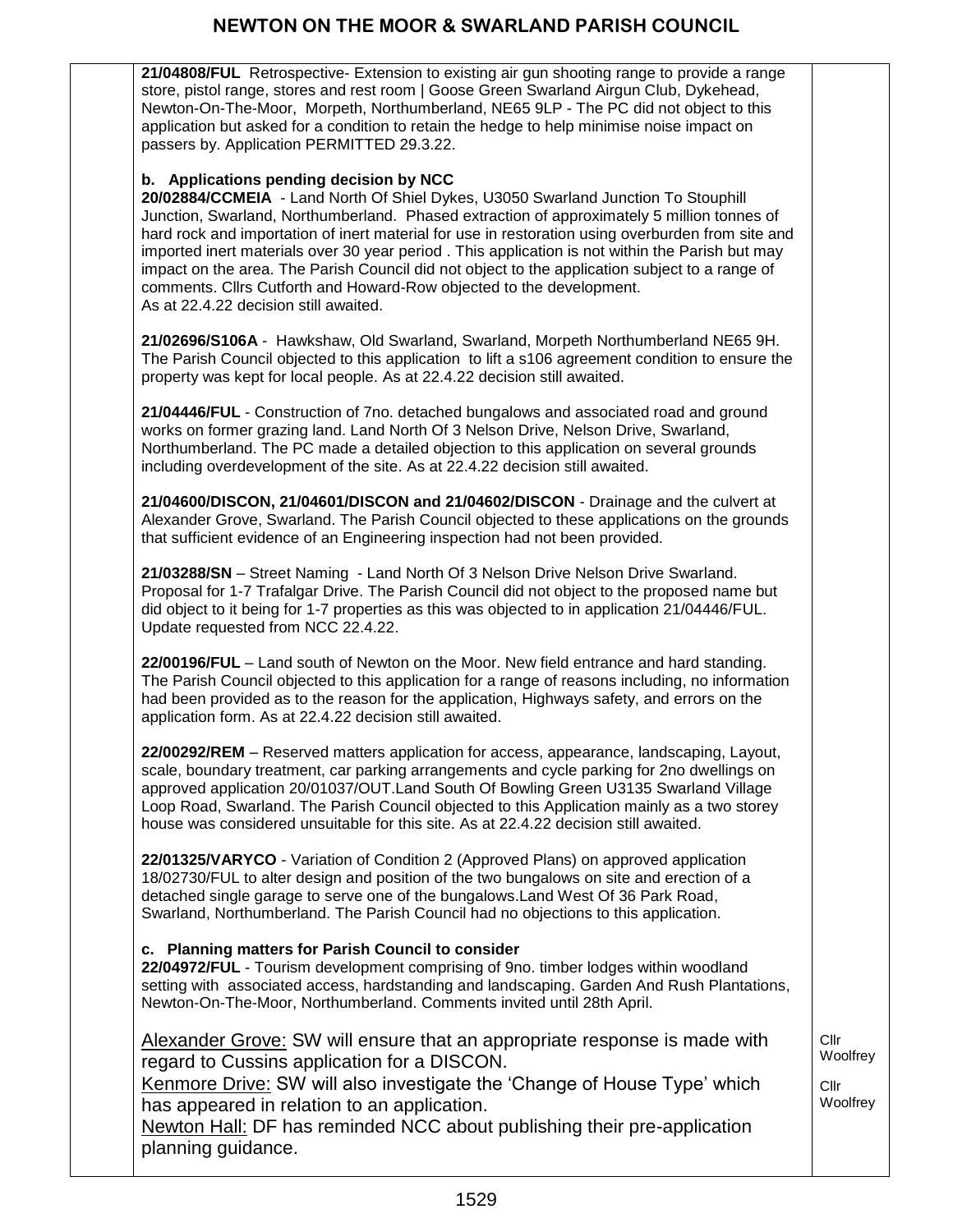| | | |
|---|---|---|
| | **21/04808/FUL** Retrospective- Extension to existing air gun shooting range to provide a range store, pistol range, stores and rest room \| Goose Green Swarland Airgun Club, Dykehead, Newton-On-The-Moor, Morpeth, Northumberland, NE65 9LP - The PC did not object to this application but asked for a condition to retain the hedge to help minimise noise impact on passers by. Application PERMITTED 29.3.22.<br><br>**b. Applications pending decision by NCC**<br>**20/02884/CCMEIA** - Land North Of Shiel Dykes, U3050 Swarland Junction To Stouphill Junction, Swarland, Northumberland. Phased extraction of approximately 5 million tonnes of hard rock and importation of inert material for use in restoration using overburden from site and imported inert materials over 30 year period . This application is not within the Parish but may impact on the area. The Parish Council did not object to the application subject to a range of comments. Cllrs Cutforth and Howard-Row objected to the development.<br>As at 22.4.22 decision still awaited.<br><br>**21/02696/S106A** - Hawkshaw, Old Swarland, Swarland, Morpeth Northumberland NE65 9H. The Parish Council objected to this application to lift a s106 agreement condition to ensure the property was kept for local people. As at 22.4.22 decision still awaited.<br><br>**21/04446/FUL** - Construction of 7no. detached bungalows and associated road and ground works on former grazing land. Land North Of 3 Nelson Drive, Nelson Drive, Swarland, Northumberland. The PC made a detailed objection to this application on several grounds including overdevelopment of the site. As at 22.4.22 decision still awaited.<br><br>**21/04600/DISCON, 21/04601/DISCON and 21/04602/DISCON** - Drainage and the culvert at Alexander Grove, Swarland. The Parish Council objected to these applications on the grounds that sufficient evidence of an Engineering inspection had not been provided.<br><br>**21/03288/SN** – Street Naming - Land North Of 3 Nelson Drive Nelson Drive Swarland. Proposal for 1-7 Trafalgar Drive. The Parish Council did not object to the proposed name but did object to it being for 1-7 properties as this was objected to in application 21/04446/FUL. Update requested from NCC 22.4.22.<br><br>**22/00196/FUL** – Land south of Newton on the Moor. New field entrance and hard standing. The Parish Council objected to this application for a range of reasons including, no information had been provided as to the reason for the application, Highways safety, and errors on the application form. As at 22.4.22 decision still awaited.<br><br>**22/00292/REM** – Reserved matters application for access, appearance, landscaping, Layout, scale, boundary treatment, car parking arrangements and cycle parking for 2no dwellings on approved application 20/01037/OUT.Land South Of Bowling Green U3135 Swarland Village Loop Road, Swarland. The Parish Council objected to this Application mainly as a two storey house was considered unsuitable for this site. As at 22.4.22 decision still awaited.<br><br>**22/01325/VARYCO** - Variation of Condition 2 (Approved Plans) on approved application 18/02730/FUL to alter design and position of the two bungalows on site and erection of a detached single garage to serve one of the bungalows.Land West Of 36 Park Road, Swarland, Northumberland. The Parish Council had no objections to this application.<br><br>**c. Planning matters for Parish Council to consider**<br>**22/04972/FUL** - Tourism development comprising of 9no. timber lodges within woodland setting with associated access, hardstanding and landscaping. Garden And Rush Plantations, Newton-On-The-Moor, Northumberland. Comments invited until 28th April.<br><br><u>Alexander Grove:</u> SW will ensure that an appropriate response is made with regard to Cussins application for a DISCON.<br><u>Kenmore Drive:</u> SW will also investigate the 'Change of House Type' which has appeared in relation to an application.<br><u>Newton Hall:</u> DF has reminded NCC about publishing their pre-application planning guidance. | Cllr Woolfrey<br><br>Cllr Woolfrey |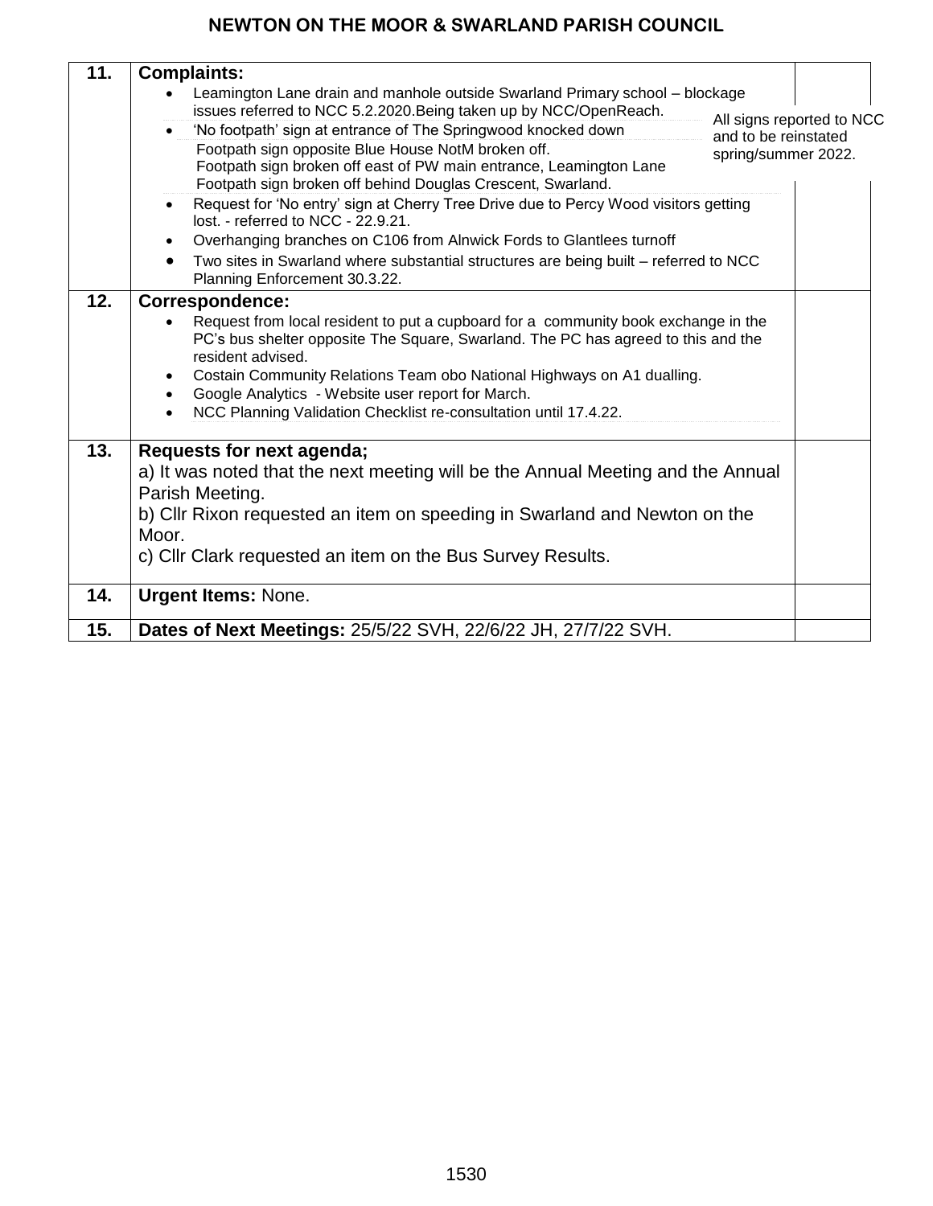# NEWTON ON THE MOOR & SWARLAND PARISH COUNCIL

| | | |
|---|---|---|
| **11.** | **Complaints:**<br>• Leamington Lane drain and manhole outside Swarland Primary school – blockage issues referred to NCC 5.2.2020.Being taken up by NCC/OpenReach.<br>• 'No footpath' sign at entrance of The Springwood knocked down<br>Footpath sign opposite Blue House NotM broken off.<br>Footpath sign broken off east of PW main entrance, Leamington Lane<br>Footpath sign broken off behind Douglas Crescent, Swarland.<br>All signs reported to NCC and to be reinstated spring/summer 2022.<br>• Request for 'No entry' sign at Cherry Tree Drive due to Percy Wood visitors getting lost. - referred to NCC - 22.9.21.<br>• Overhanging branches on C106 from Alnwick Fords to Glantlees turnoff<br>• Two sites in Swarland where substantial structures are being built – referred to NCC Planning Enforcement 30.3.22. | |
| **12.** | **Correspondence:**<br>• Request from local resident to put a cupboard for a community book exchange in the PC's bus shelter opposite The Square, Swarland. The PC has agreed to this and the resident advised.<br>• Costain Community Relations Team obo National Highways on A1 dualling.<br>• Google Analytics - Website user report for March.<br>• NCC Planning Validation Checklist re-consultation until 17.4.22. | |
| **13.** | **Requests for next agenda;**<br>a) It was noted that the next meeting will be the Annual Meeting and the Annual Parish Meeting.<br>b) Cllr Rixon requested an item on speeding in Swarland and Newton on the Moor.<br>c) Cllr Clark requested an item on the Bus Survey Results. | |
| **14.** | **Urgent Items:** None. | |
| **15.** | **Dates of Next Meetings:** 25/5/22 SVH, 22/6/22 JH, 27/7/22 SVH. | |